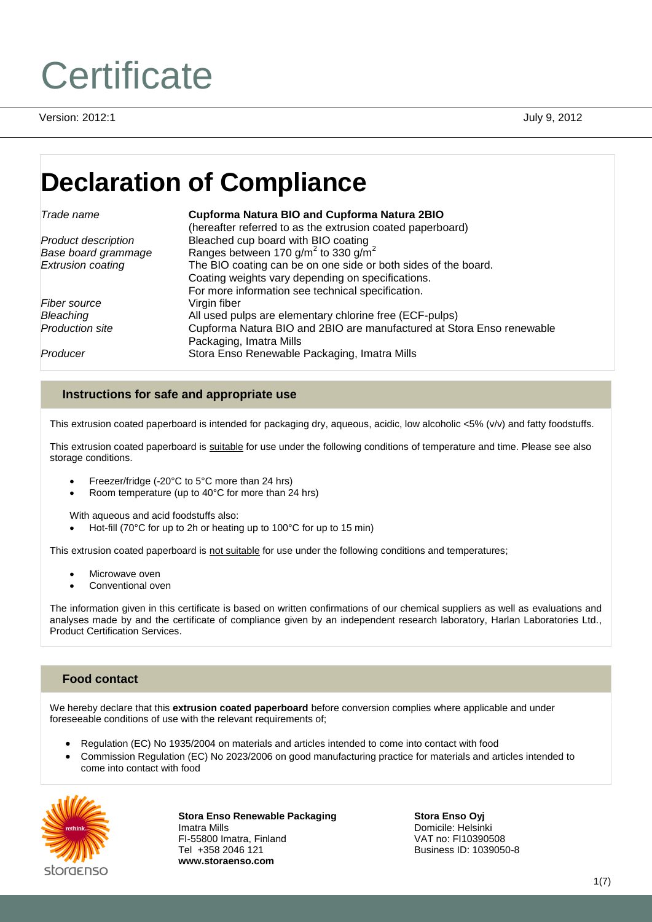# Certificate

Version: 2012:1

July 9, 2012

# Declaration of Compliance

| | |
|---|---|
| *Trade name* | **Cupforma Natura BIO and Cupforma Natura 2BIO** (hereafter referred to as the extrusion coated paperboard) |
| *Product description* | Bleached cup board with BIO coating |
| *Base board grammage* | Ranges between 170 g/m$^2$ to 330 g/m$^2$ |
| *Extrusion coating* | The BIO coating can be on one side or both sides of the board. Coating weights vary depending on specifications. For more information see technical specification. |
| *Fiber source* | Virgin fiber |
| *Bleaching* | All used pulps are elementary chlorine free (ECF-pulps) |
| *Production site* | Cupforma Natura BIO and 2BIO are manufactured at Stora Enso renewable Packaging, Imatra Mills |
| *Producer* | Stora Enso Renewable Packaging, Imatra Mills |

## Instructions for safe and appropriate use

This extrusion coated paperboard is intended for packaging dry, aqueous, acidic, low alcoholic <5% (v/v) and fatty foodstuffs.

This extrusion coated paperboard is suitable for use under the following conditions of temperature and time. Please see also storage conditions.

- Freezer/fridge (-20°C to 5°C more than 24 hrs)
- Room temperature (up to 40°C for more than 24 hrs)

With aqueous and acid foodstuffs also:

- Hot-fill (70°C for up to 2h or heating up to 100°C for up to 15 min)

This extrusion coated paperboard is not suitable for use under the following conditions and temperatures;

- Microwave oven
- Conventional oven

The information given in this certificate is based on written confirmations of our chemical suppliers as well as evaluations and analyses made by and the certificate of compliance given by an independent research laboratory, Harlan Laboratories Ltd., Product Certification Services.

## Food contact

We hereby declare that this **extrusion coated paperboard** before conversion complies where applicable and under foreseeable conditions of use with the relevant requirements of;

- Regulation (EC) No 1935/2004 on materials and articles intended to come into contact with food
- Commission Regulation (EC) No 2023/2006 on good manufacturing practice for materials and articles intended to come into contact with food

rethink.

storaenso

**Stora Enso Renewable Packaging**
Imatra Mills
FI-55800 Imatra, Finland
Tel +358 2046 121
**www.storaenso.com**

**Stora Enso Oyj**
Domicile: Helsinki
VAT no: FI10390508
Business ID: 1039050-8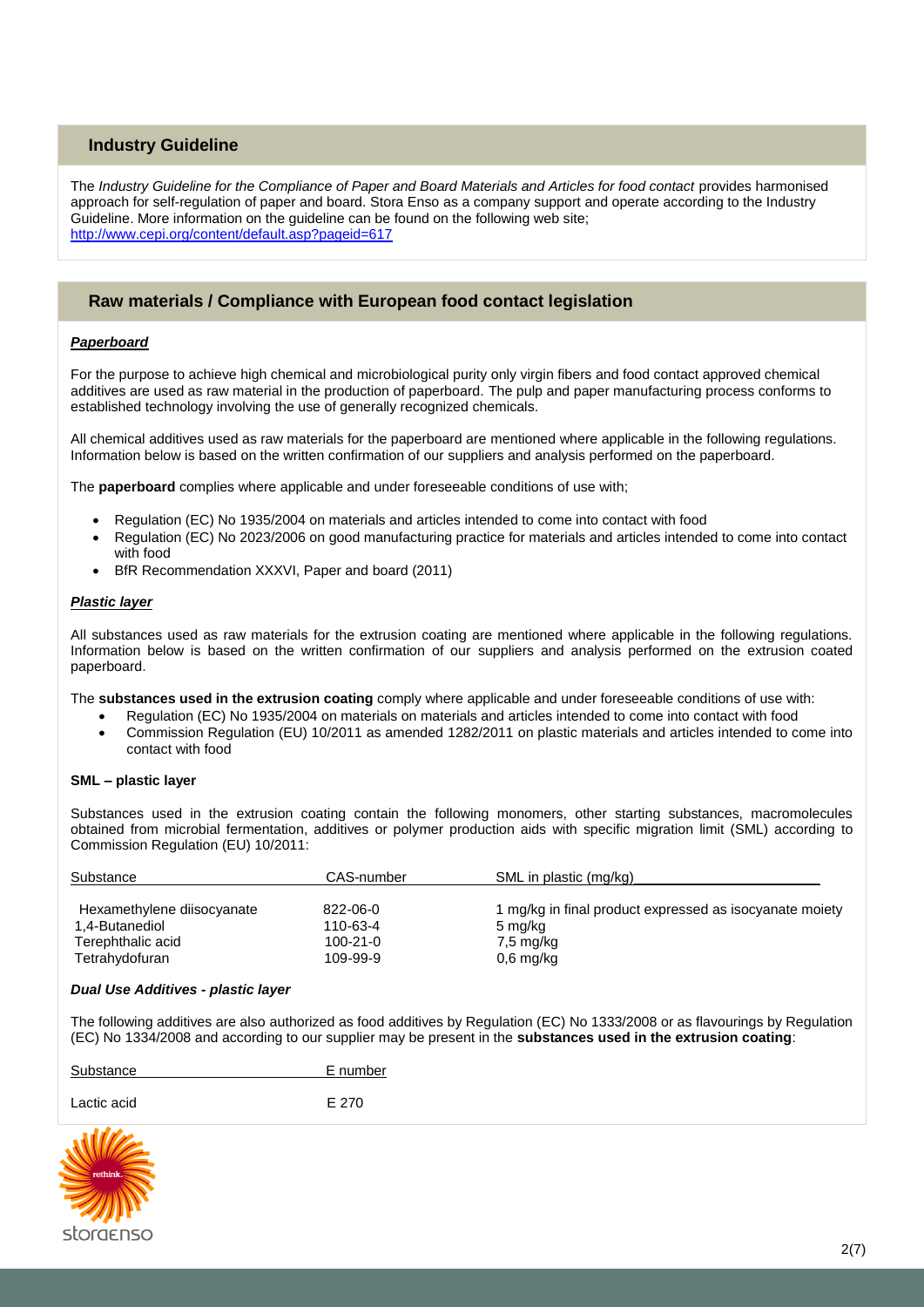## Industry Guideline

The *Industry Guideline for the Compliance of Paper and Board Materials and Articles for food contact* provides harmonised approach for self-regulation of paper and board. Stora Enso as a company support and operate according to the Industry Guideline. More information on the guideline can be found on the following web site;
http://www.cepi.org/content/default.asp?pageid=617

## Raw materials / Compliance with European food contact legislation

***Paperboard***

For the purpose to achieve high chemical and microbiological purity only virgin fibers and food contact approved chemical additives are used as raw material in the production of paperboard. The pulp and paper manufacturing process conforms to established technology involving the use of generally recognized chemicals.

All chemical additives used as raw materials for the paperboard are mentioned where applicable in the following regulations. Information below is based on the written confirmation of our suppliers and analysis performed on the paperboard.

The **paperboard** complies where applicable and under foreseeable conditions of use with;

- Regulation (EC) No 1935/2004 on materials and articles intended to come into contact with food
- Regulation (EC) No 2023/2006 on good manufacturing practice for materials and articles intended to come into contact with food
- BfR Recommendation XXXVI, Paper and board (2011)

***Plastic layer***

All substances used as raw materials for the extrusion coating are mentioned where applicable in the following regulations. Information below is based on the written confirmation of our suppliers and analysis performed on the extrusion coated paperboard.

The **substances used in the extrusion coating** comply where applicable and under foreseeable conditions of use with:

- Regulation (EC) No 1935/2004 on materials and articles intended to come into contact with food
- Commission Regulation (EU) 10/2011 as amended 1282/2011 on plastic materials and articles intended to come into contact with food

**SML – plastic layer**

Substances used in the extrusion coating contain the following monomers, other starting substances, macromolecules obtained from microbial fermentation, additives or polymer production aids with specific migration limit (SML) according to Commission Regulation (EU) 10/2011:

| Substance | CAS-number | SML in plastic (mg/kg) |
|---|---|---|
| Hexamethylene diisocyanate | 822-06-0 | 1 mg/kg in final product expressed as isocyanate moiety |
| 1,4-Butanediol | 110-63-4 | 5 mg/kg |
| Terephthalic acid | 100-21-0 | 7,5 mg/kg |
| Tetrahydofuran | 109-99-9 | 0,6 mg/kg |

***Dual Use Additives - plastic layer***

The following additives are also authorized as food additives by Regulation (EC) No 1333/2008 or as flavourings by Regulation (EC) No 1334/2008 and according to our supplier may be present in the **substances used in the extrusion coating**:

| Substance | E number |
|---|---|
| Lactic acid | E 270 |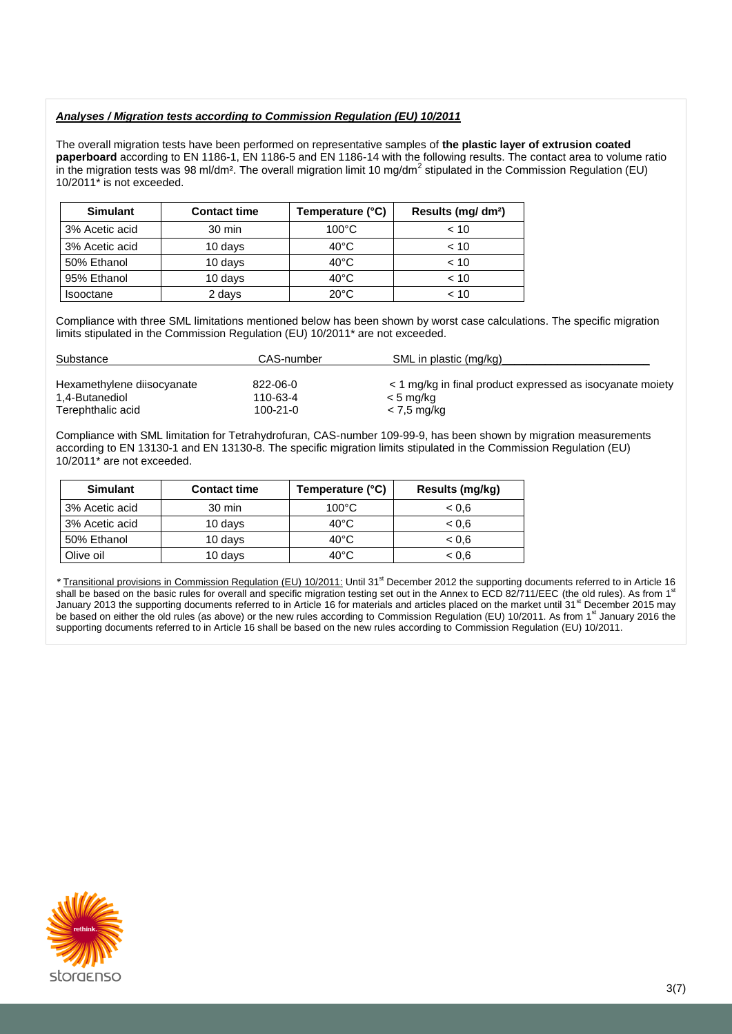***Analyses / Migration tests according to Commission Regulation (EU) 10/2011***

The overall migration tests have been performed on representative samples of **the plastic layer of extrusion coated paperboard** according to EN 1186-1, EN 1186-5 and EN 1186-14 with the following results. The contact area to volume ratio in the migration tests was 98 ml/dm². The overall migration limit 10 mg/dm$^2$ stipulated in the Commission Regulation (EU) 10/2011* is not exceeded.

| Simulant | Contact time | Temperature (°C) | Results (mg/ dm²) |
|---|---|---|---|
| 3% Acetic acid | 30 min | 100°C | < 10 |
| 3% Acetic acid | 10 days | 40°C | < 10 |
| 50% Ethanol | 10 days | 40°C | < 10 |
| 95% Ethanol | 10 days | 40°C | < 10 |
| Isooctane | 2 days | 20°C | < 10 |

Compliance with three SML limitations mentioned below has been shown by worst case calculations. The specific migration limits stipulated in the Commission Regulation (EU) 10/2011* are not exceeded.

| Substance | CAS-number | SML in plastic (mg/kg) |
|---|---|---|
| Hexamethylene diisocyanate | 822-06-0 | < 1 mg/kg in final product expressed as isocyanate moiety |
| 1,4-Butanediol | 110-63-4 | < 5 mg/kg |
| Terephthalic acid | 100-21-0 | < 7,5 mg/kg |

Compliance with SML limitation for Tetrahydrofuran, CAS-number 109-99-9, has been shown by migration measurements according to EN 13130-1 and EN 13130-8. The specific migration limits stipulated in the Commission Regulation (EU) 10/2011* are not exceeded.

| Simulant | Contact time | Temperature (°C) | Results (mg/kg) |
|---|---|---|---|
| 3% Acetic acid | 30 min | 100°C | < 0,6 |
| 3% Acetic acid | 10 days | 40°C | < 0,6 |
| 50% Ethanol | 10 days | 40°C | < 0,6 |
| Olive oil | 10 days | 40°C | < 0,6 |

*\* Transitional provisions in Commission Regulation (EU) 10/2011:* Until 31st December 2012 the supporting documents referred to in Article 16 shall be based on the basic rules for overall and specific migration testing set out in the Annex to ECD 82/711/EEC (the old rules). As from 1st January 2013 the supporting documents referred to in Article 16 for materials and articles placed on the market until 31st December 2015 may be based on either the old rules (as above) or the new rules according to Commission Regulation (EU) 10/2011. As from 1st January 2016 the supporting documents referred to in Article 16 shall be based on the new rules according to Commission Regulation (EU) 10/2011.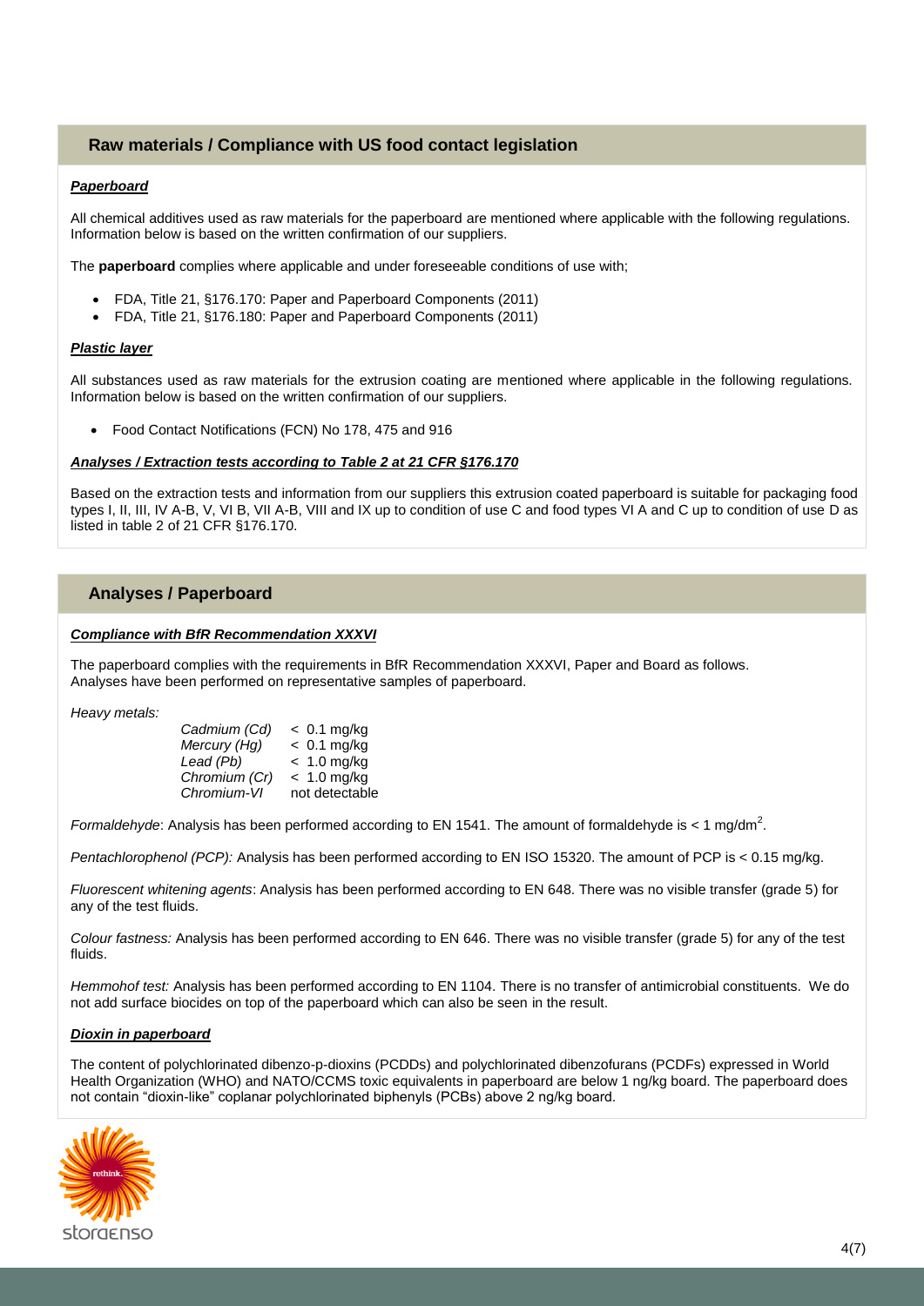## Raw materials / Compliance with US food contact legislation

***Paperboard***

All chemical additives used as raw materials for the paperboard are mentioned where applicable with the following regulations. Information below is based on the written confirmation of our suppliers.

The **paperboard** complies where applicable and under foreseeable conditions of use with;

- FDA, Title 21, §176.170: Paper and Paperboard Components (2011)
- FDA, Title 21, §176.180: Paper and Paperboard Components (2011)

***Plastic layer***

All substances used as raw materials for the extrusion coating are mentioned where applicable in the following regulations. Information below is based on the written confirmation of our suppliers.

- Food Contact Notifications (FCN) No 178, 475 and 916

***Analyses / Extraction tests according to Table 2 at 21 CFR §176.170***

Based on the extraction tests and information from our suppliers this extrusion coated paperboard is suitable for packaging food types I, II, III, IV A-B, V, VI B, VII A-B, VIII and IX up to condition of use C and food types VI A and C up to condition of use D as listed in table 2 of 21 CFR §176.170.

## Analyses / Paperboard

***Compliance with BfR Recommendation XXXVI***

The paperboard complies with the requirements in BfR Recommendation XXXVI, Paper and Board as follows. Analyses have been performed on representative samples of paperboard.

*Heavy metals:*

| | |
|---|---|
| *Cadmium (Cd)* | < 0.1 mg/kg |
| *Mercury (Hg)* | < 0.1 mg/kg |
| *Lead (Pb)* | < 1.0 mg/kg |
| *Chromium (Cr)* | < 1.0 mg/kg |
| *Chromium-VI* | not detectable |

*Formaldehyde*: Analysis has been performed according to EN 1541. The amount of formaldehyde is < 1 mg/dm$^2$.

*Pentachlorophenol (PCP):* Analysis has been performed according to EN ISO 15320. The amount of PCP is < 0.15 mg/kg.

*Fluorescent whitening agents*: Analysis has been performed according to EN 648. There was no visible transfer (grade 5) for any of the test fluids.

*Colour fastness:* Analysis has been performed according to EN 646. There was no visible transfer (grade 5) for any of the test fluids.

*Hemmohof test:* Analysis has been performed according to EN 1104. There is no transfer of antimicrobial constituents. We do not add surface biocides on top of the paperboard which can also be seen in the result.

***Dioxin in paperboard***

The content of polychlorinated dibenzo-p-dioxins (PCDDs) and polychlorinated dibenzofurans (PCDFs) expressed in World Health Organization (WHO) and NATO/CCMS toxic equivalents in paperboard are below 1 ng/kg board. The paperboard does not contain "dioxin-like" coplanar polychlorinated biphenyls (PCBs) above 2 ng/kg board.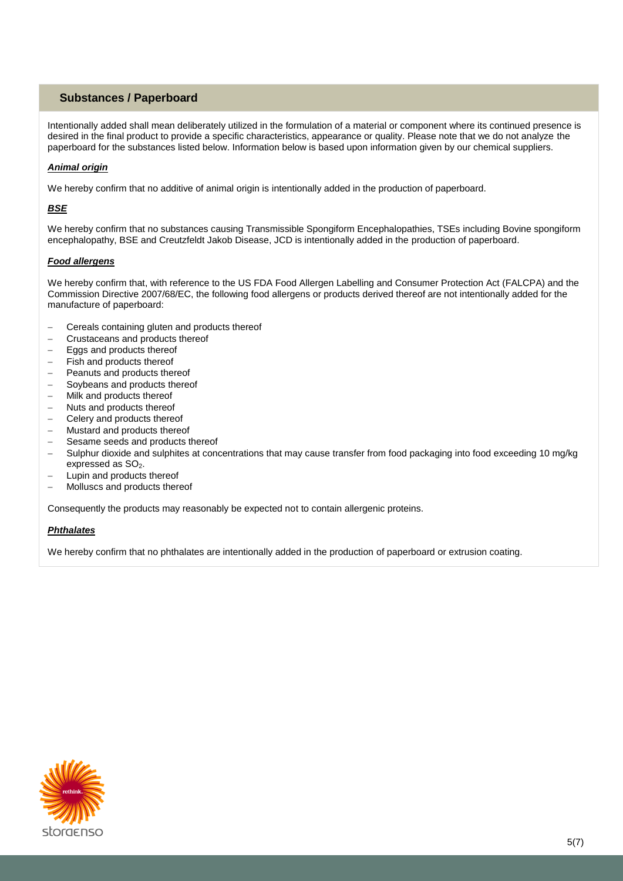## Substances / Paperboard

Intentionally added shall mean deliberately utilized in the formulation of a material or component where its continued presence is desired in the final product to provide a specific characteristics, appearance or quality. Please note that we do not analyze the paperboard for the substances listed below. Information below is based upon information given by our chemical suppliers.

***Animal origin***

We hereby confirm that no additive of animal origin is intentionally added in the production of paperboard.

***BSE***

We hereby confirm that no substances causing Transmissible Spongiform Encephalopathies, TSEs including Bovine spongiform encephalopathy, BSE and Creutzfeldt Jakob Disease, JCD is intentionally added in the production of paperboard.

***Food allergens***

We hereby confirm that, with reference to the US FDA Food Allergen Labelling and Consumer Protection Act (FALCPA) and the Commission Directive 2007/68/EC, the following food allergens or products derived thereof are not intentionally added for the manufacture of paperboard:

- Cereals containing gluten and products thereof
- Crustaceans and products thereof
- Eggs and products thereof
- Fish and products thereof
- Peanuts and products thereof
- Soybeans and products thereof
- Milk and products thereof
- Nuts and products thereof
- Celery and products thereof
- Mustard and products thereof
- Sesame seeds and products thereof
- Sulphur dioxide and sulphites at concentrations that may cause transfer from food packaging into food exceeding 10 mg/kg expressed as $SO_2$.
- Lupin and products thereof
- Molluscs and products thereof

Consequently the products may reasonably be expected not to contain allergenic proteins.

***Phthalates***

We hereby confirm that no phthalates are intentionally added in the production of paperboard or extrusion coating.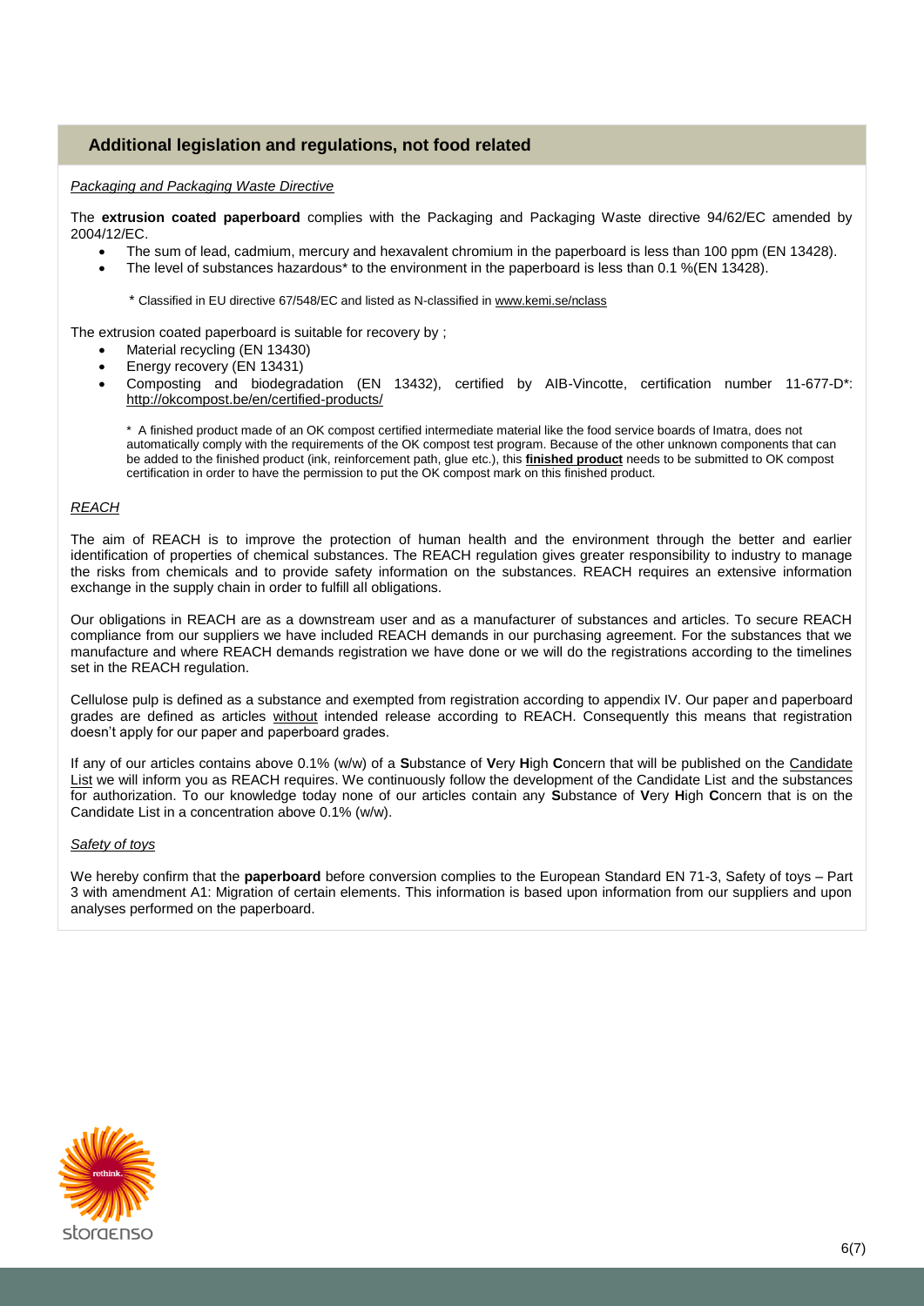## Additional legislation and regulations, not food related

*Packaging and Packaging Waste Directive*

The **extrusion coated paperboard** complies with the Packaging and Packaging Waste directive 94/62/EC amended by 2004/12/EC.

- The sum of lead, cadmium, mercury and hexavalent chromium in the paperboard is less than 100 ppm (EN 13428).
- The level of substances hazardous* to the environment in the paperboard is less than 0.1 %(EN 13428).

\* Classified in EU directive 67/548/EC and listed as N-classified in www.kemi.se/nclass

The extrusion coated paperboard is suitable for recovery by ;

- Material recycling (EN 13430)
- Energy recovery (EN 13431)
- Composting and biodegradation (EN 13432), certified by AIB-Vincotte, certification number 11-677-D*: http://okcompost.be/en/certified-products/

\* A finished product made of an OK compost certified intermediate material like the food service boards of Imatra, does not automatically comply with the requirements of the OK compost test program. Because of the other unknown components that can be added to the finished product (ink, reinforcement path, glue etc.), this **finished product** needs to be submitted to OK compost certification in order to have the permission to put the OK compost mark on this finished product.

*REACH*

The aim of REACH is to improve the protection of human health and the environment through the better and earlier identification of properties of chemical substances. The REACH regulation gives greater responsibility to industry to manage the risks from chemicals and to provide safety information on the substances. REACH requires an extensive information exchange in the supply chain in order to fulfill all obligations.

Our obligations in REACH are as a downstream user and as a manufacturer of substances and articles. To secure REACH compliance from our suppliers we have included REACH demands in our purchasing agreement. For the substances that we manufacture and where REACH demands registration we have done or we will do the registrations according to the timelines set in the REACH regulation.

Cellulose pulp is defined as a substance and exempted from registration according to appendix IV. Our paper and paperboard grades are defined as articles without intended release according to REACH. Consequently this means that registration doesn't apply for our paper and paperboard grades.

If any of our articles contains above 0.1% (w/w) of a **S**ubstance of **V**ery **H**igh **C**oncern that will be published on the Candidate List we will inform you as REACH requires. We continuously follow the development of the Candidate List and the substances for authorization. To our knowledge today none of our articles contain any **S**ubstance of **V**ery **H**igh **C**oncern that is on the Candidate List in a concentration above 0.1% (w/w).

*Safety of toys*

We hereby confirm that the **paperboard** before conversion complies to the European Standard EN 71-3, Safety of toys – Part 3 with amendment A1: Migration of certain elements. This information is based upon information from our suppliers and upon analyses performed on the paperboard.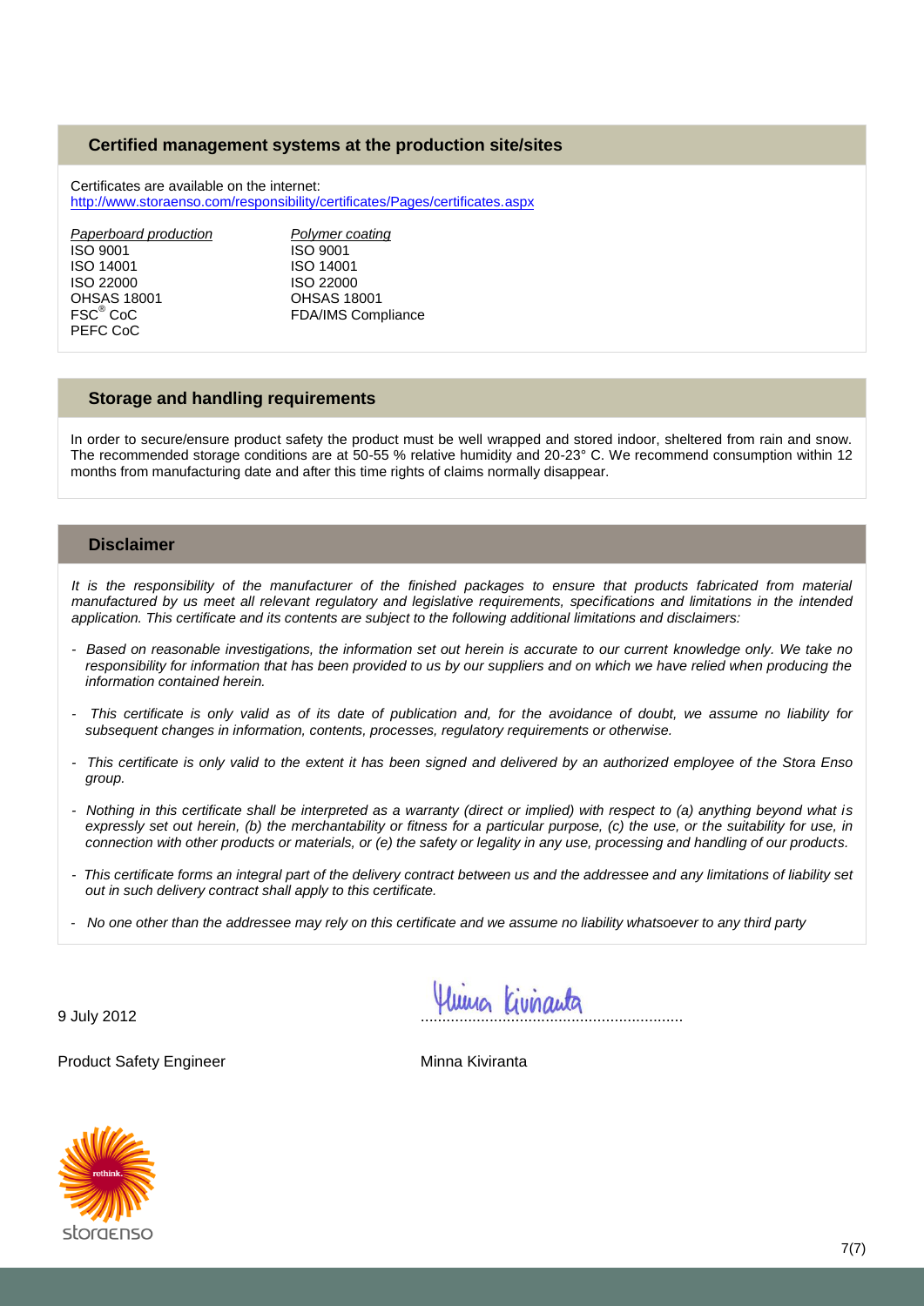## Certified management systems at the production site/sites

Certificates are available on the internet:
http://www.storaenso.com/responsibility/certificates/Pages/certificates.aspx

*Paperboard production*
ISO 9001
ISO 14001
ISO 22000
OHSAS 18001
FSC® CoC
PEFC CoC

*Polymer coating*
ISO 9001
ISO 14001
ISO 22000
OHSAS 18001
FDA/IMS Compliance

## Storage and handling requirements

In order to secure/ensure product safety the product must be well wrapped and stored indoor, sheltered from rain and snow. The recommended storage conditions are at 50-55 % relative humidity and 20-23° C. We recommend consumption within 12 months from manufacturing date and after this time rights of claims normally disappear.

## Disclaimer

*It is the responsibility of the manufacturer of the finished packages to ensure that products fabricated from material manufactured by us meet all relevant regulatory and legislative requirements, specifications and limitations in the intended application. This certificate and its contents are subject to the following additional limitations and disclaimers:*

- *Based on reasonable investigations, the information set out herein is accurate to our current knowledge only. We take no responsibility for information that has been provided to us by our suppliers and on which we have relied when producing the information contained herein.*
- *This certificate is only valid as of its date of publication and, for the avoidance of doubt, we assume no liability for subsequent changes in information, contents, processes, regulatory requirements or otherwise.*
- *This certificate is only valid to the extent it has been signed and delivered by an authorized employee of the Stora Enso group.*
- *Nothing in this certificate shall be interpreted as a warranty (direct or implied) with respect to (a) anything beyond what is expressly set out herein, (b) the merchantability or fitness for a particular purpose, (c) the use, or the suitability for use, in connection with other products or materials, or (e) the safety or legality in any use, processing and handling of our products.*
- *This certificate forms an integral part of the delivery contract between us and the addressee and any limitations of liability set out in such delivery contract shall apply to this certificate.*
- *No one other than the addressee may rely on this certificate and we assume no liability whatsoever to any third party*

9 July 2012

Minna Kiviranta
..............................................................

Product Safety Engineer

Minna Kiviranta

rethink.
storaenso